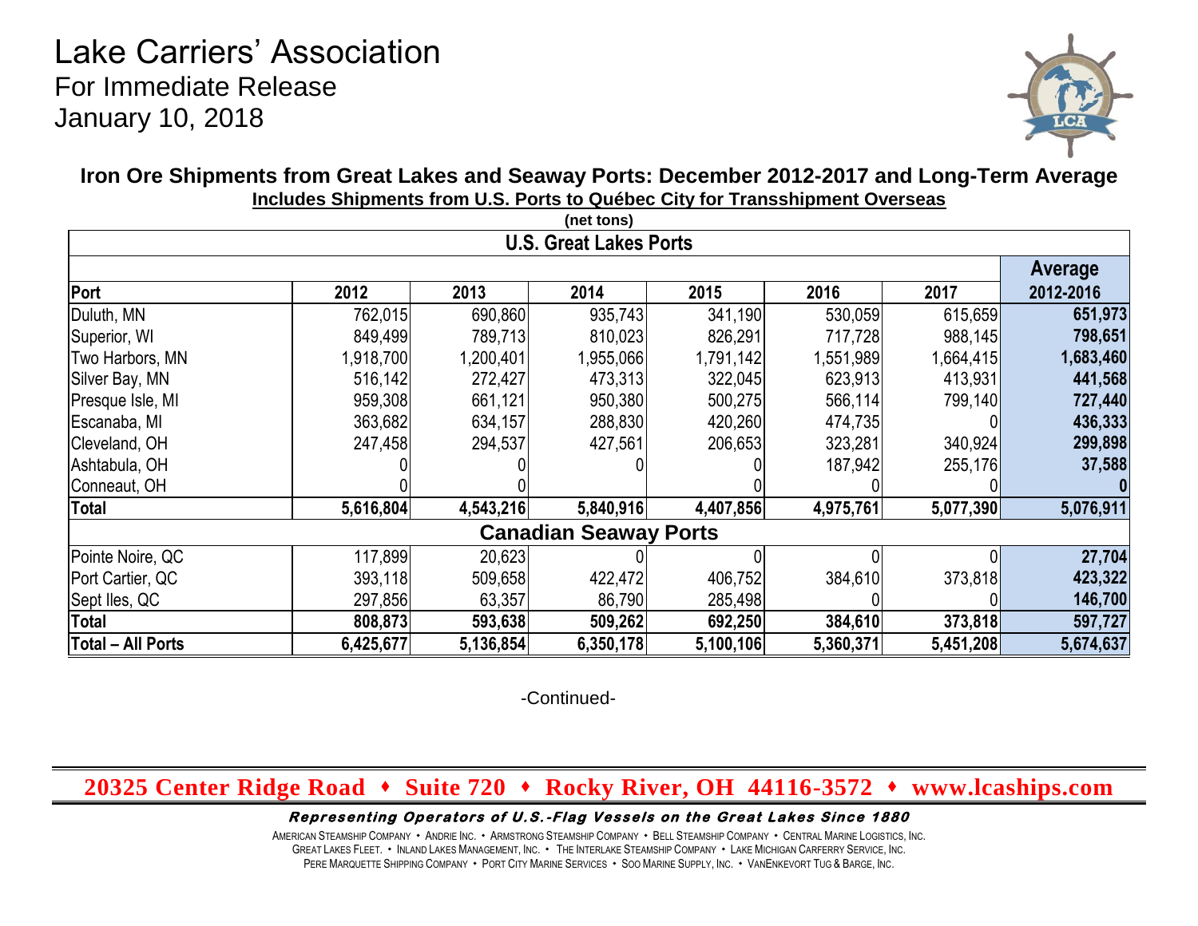# Lake Carriers' Association

For Immediate Release
January 10, 2018

## Iron Ore Shipments from Great Lakes and Seaway Ports: December 2012-2017 and Long-Term Average

**Includes Shipments from U.S. Ports to Québec City for Transshipment Overseas**

(net tons)

| Port | 2012 | 2013 | 2014 | 2015 | 2016 | 2017 | Average 2012-2016 |
|---|---|---|---|---|---|---|---|
| **U.S. Great Lakes Ports** | | | | | | | |
| Duluth, MN | 762,015 | 690,860 | 935,743 | 341,190 | 530,059 | 615,659 | **651,973** |
| Superior, WI | 849,499 | 789,713 | 810,023 | 826,291 | 717,728 | 988,145 | **798,651** |
| Two Harbors, MN | 1,918,700 | 1,200,401 | 1,955,066 | 1,791,142 | 1,551,989 | 1,664,415 | **1,683,460** |
| Silver Bay, MN | 516,142 | 272,427 | 473,313 | 322,045 | 623,913 | 413,931 | **441,568** |
| Presque Isle, MI | 959,308 | 661,121 | 950,380 | 500,275 | 566,114 | 799,140 | **727,440** |
| Escanaba, MI | 363,682 | 634,157 | 288,830 | 420,260 | 474,735 | 0 | **436,333** |
| Cleveland, OH | 247,458 | 294,537 | 427,561 | 206,653 | 323,281 | 340,924 | **299,898** |
| Ashtabula, OH | 0 | 0 | 0 | 0 | 187,942 | 255,176 | **37,588** |
| Conneaut, OH | 0 | 0 | | 0 | 0 | 0 | **0** |
| **Total** | **5,616,804** | **4,543,216** | **5,840,916** | **4,407,856** | **4,975,761** | **5,077,390** | **5,076,911** |
| **Canadian Seaway Ports** | | | | | | | |
| Pointe Noire, QC | 117,899 | 20,623 | 0 | 0 | 0 | 0 | **27,704** |
| Port Cartier, QC | 393,118 | 509,658 | 422,472 | 406,752 | 384,610 | 373,818 | **423,322** |
| Sept Iles, QC | 297,856 | 63,357 | 86,790 | 285,498 | 0 | 0 | **146,700** |
| **Total** | **808,873** | **593,638** | **509,262** | **692,250** | **384,610** | **373,818** | **597,727** |
| **Total – All Ports** | **6,425,677** | **5,136,854** | **6,350,178** | **5,100,106** | **5,360,371** | **5,451,208** | **5,674,637** |

-Continued-

**20325 Center Ridge Road • Suite 720 • Rocky River, OH 44116-3572 • www.lcaships.com**

***Representing Operators of U.S.-Flag Vessels on the Great Lakes Since 1880***

American Steamship Company • Andrie Inc. • Armstrong Steamship Company • Bell Steamship Company • Central Marine Logistics, Inc.
Great Lakes Fleet. • Inland Lakes Management, Inc. • The Interlake Steamship Company • Lake Michigan Carferry Service, Inc.
Pere Marquette Shipping Company • Port City Marine Services • Soo Marine Supply, Inc. • VanEnkevort Tug & Barge, Inc.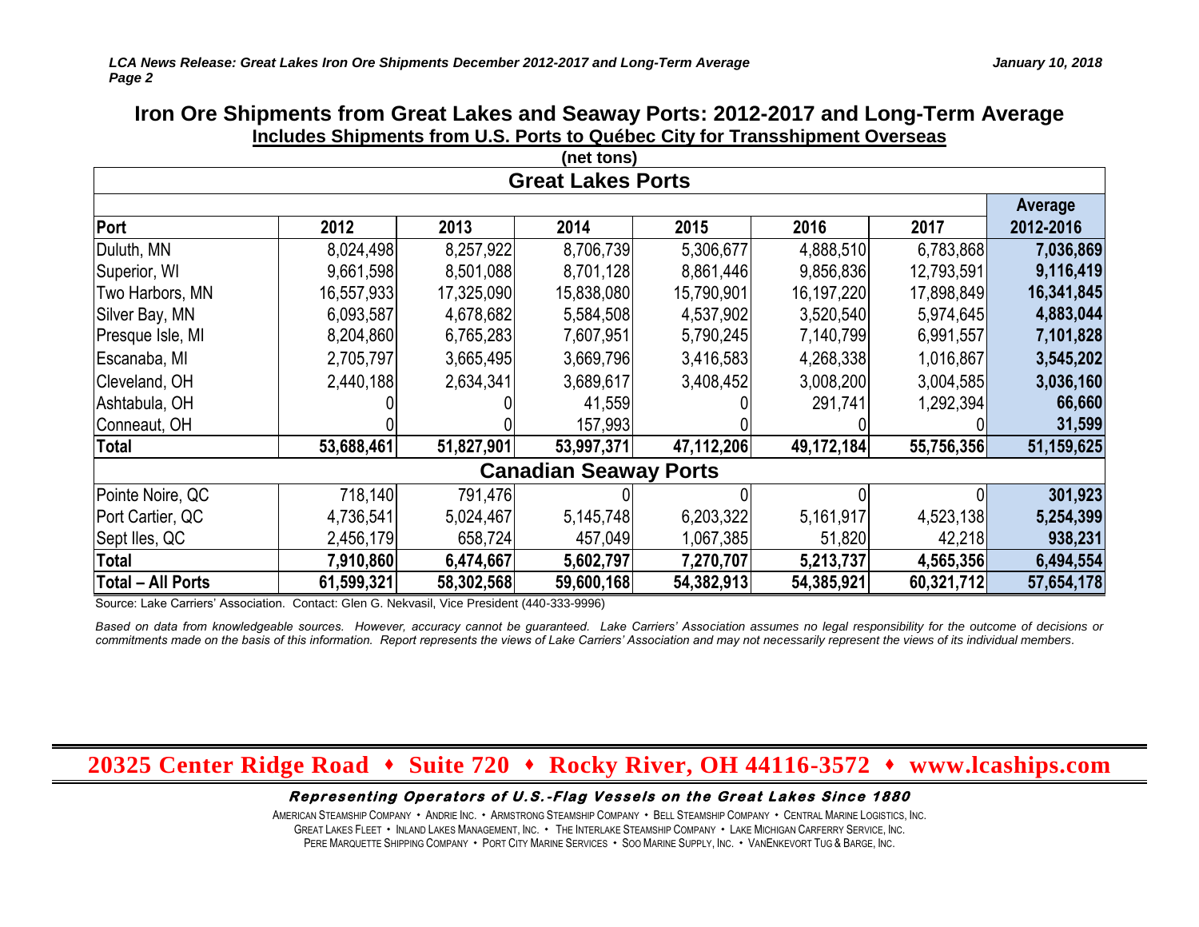## Iron Ore Shipments from Great Lakes and Seaway Ports: 2012-2017 and Long-Term Average

**Includes Shipments from U.S. Ports to Québec City for Transshipment Overseas**

**(net tons)**

| Port | 2012 | 2013 | 2014 | 2015 | 2016 | 2017 | Average 2012-2016 |
|---|---|---|---|---|---|---|---|
| **Great Lakes Ports** | | | | | | | |
| Duluth, MN | 8,024,498 | 8,257,922 | 8,706,739 | 5,306,677 | 4,888,510 | 6,783,868 | **7,036,869** |
| Superior, WI | 9,661,598 | 8,501,088 | 8,701,128 | 8,861,446 | 9,856,836 | 12,793,591 | **9,116,419** |
| Two Harbors, MN | 16,557,933 | 17,325,090 | 15,838,080 | 15,790,901 | 16,197,220 | 17,898,849 | **16,341,845** |
| Silver Bay, MN | 6,093,587 | 4,678,682 | 5,584,508 | 4,537,902 | 3,520,540 | 5,974,645 | **4,883,044** |
| Presque Isle, MI | 8,204,860 | 6,765,283 | 7,607,951 | 5,790,245 | 7,140,799 | 6,991,557 | **7,101,828** |
| Escanaba, MI | 2,705,797 | 3,665,495 | 3,669,796 | 3,416,583 | 4,268,338 | 1,016,867 | **3,545,202** |
| Cleveland, OH | 2,440,188 | 2,634,341 | 3,689,617 | 3,408,452 | 3,008,200 | 3,004,585 | **3,036,160** |
| Ashtabula, OH | 0 | 0 | 41,559 | 0 | 291,741 | 1,292,394 | **66,660** |
| Conneaut, OH | 0 | 0 | 157,993 | 0 | 0 | 0 | **31,599** |
| **Total** | **53,688,461** | **51,827,901** | **53,997,371** | **47,112,206** | **49,172,184** | **55,756,356** | **51,159,625** |
| **Canadian Seaway Ports** | | | | | | | |
| Pointe Noire, QC | 718,140 | 791,476 | 0 | 0 | 0 | 0 | **301,923** |
| Port Cartier, QC | 4,736,541 | 5,024,467 | 5,145,748 | 6,203,322 | 5,161,917 | 4,523,138 | **5,254,399** |
| Sept Iles, QC | 2,456,179 | 658,724 | 457,049 | 1,067,385 | 51,820 | 42,218 | **938,231** |
| **Total** | **7,910,860** | **6,474,667** | **5,602,797** | **7,270,707** | **5,213,737** | **4,565,356** | **6,494,554** |
| **Total – All Ports** | **61,599,321** | **58,302,568** | **59,600,168** | **54,382,913** | **54,385,921** | **60,321,712** | **57,654,178** |

Source: Lake Carriers' Association. Contact: Glen G. Nekvasil, Vice President (440-333-9996)

*Based on data from knowledgeable sources. However, accuracy cannot be guaranteed. Lake Carriers' Association assumes no legal responsibility for the outcome of decisions or commitments made on the basis of this information. Report represents the views of Lake Carriers' Association and may not necessarily represent the views of its individual members.*

**20325 Center Ridge Road • Suite 720 • Rocky River, OH 44116-3572 • www.lcaships.com**

***Representing Operators of U.S.-Flag Vessels on the Great Lakes Since 1880***

AMERICAN STEAMSHIP COMPANY • ANDRIE INC. • ARMSTRONG STEAMSHIP COMPANY • BELL STEAMSHIP COMPANY • CENTRAL MARINE LOGISTICS, INC.
GREAT LAKES FLEET • INLAND LAKES MANAGEMENT, INC. • THE INTERLAKE STEAMSHIP COMPANY • LAKE MICHIGAN CARFERRY SERVICE, INC.
PERE MARQUETTE SHIPPING COMPANY • PORT CITY MARINE SERVICES • SOO MARINE SUPPLY, INC. • VANENKEVORT TUG & BARGE, INC.